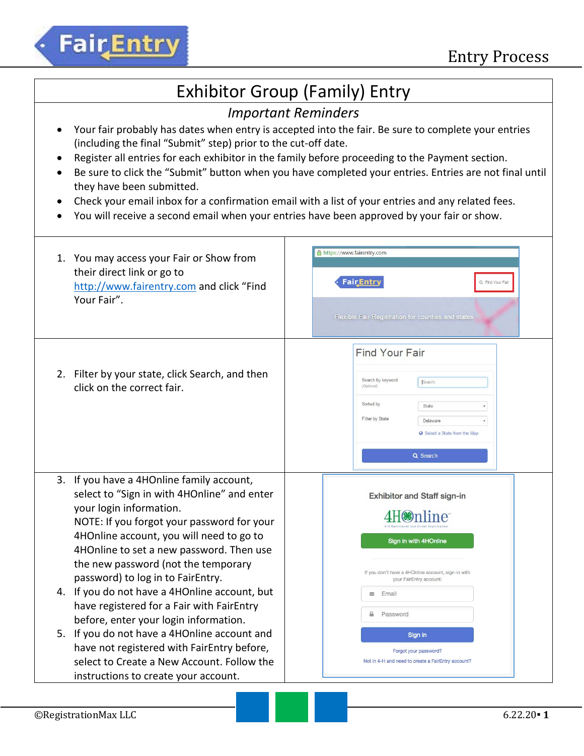# Exhibitor Group (Family) Entry

*Important Reminders*

- Your fair probably has dates when entry is accepted into the fair. Be sure to complete your entries (including the final "Submit" step) prior to the cut-off date.
- Register all entries for each exhibitor in the family before proceeding to the Payment section.
- Be sure to click the "Submit" button when you have completed your entries. Entries are not final until they have been submitted.
- Check your email inbox for a confirmation email with a list of your entries and any related fees.
- You will receive a second email when your entries have been approved by your fair or show.

1. You may access your Fair or Show from their direct link or go to http://www.fairentry.com and click "Find Your Fair".

2. Filter by your state, click Search, and then click on the correct fair.

3. If you have a 4HOnline family account, select to "Sign in with 4HOnline" and enter your login information.
   NOTE: If you forgot your password for your 4HOnline account, you will need to go to 4HOnline to set a new password. Then use the new password (not the temporary password) to log in to FairEntry.
4. If you do not have a 4HOnline account, but have registered for a Fair with FairEntry before, enter your login information.
5. If you do not have a 4HOnline account and have not registered with FairEntry before, select to Create a New Account. Follow the instructions to create your account.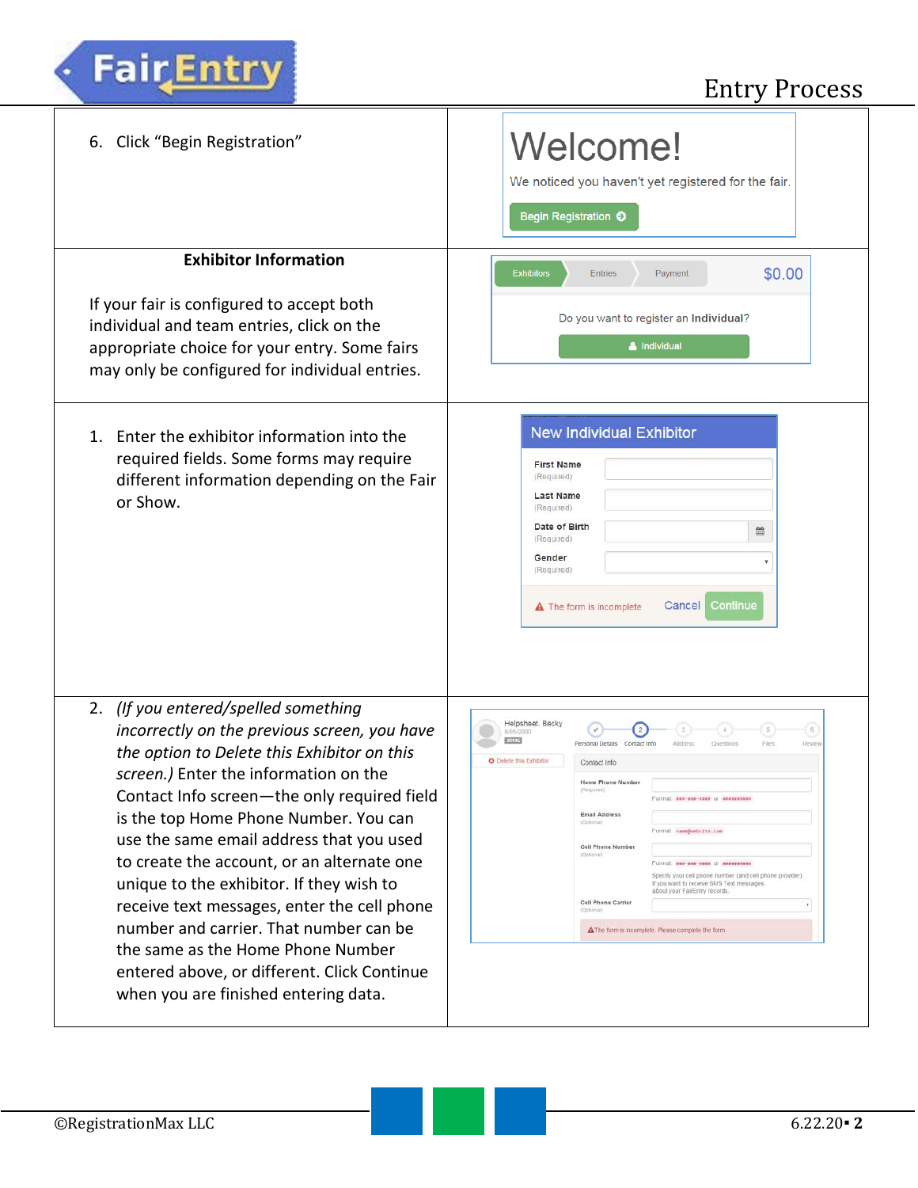6. Click “Begin Registration”

**Exhibitor Information**

If your fair is configured to accept both individual and team entries, click on the appropriate choice for your entry. Some fairs may only be configured for individual entries.

1. Enter the exhibitor information into the required fields. Some forms may require different information depending on the Fair or Show.

2. *(If you entered/spelled something incorrectly on the previous screen, you have the option to Delete this Exhibitor on this screen.)* Enter the information on the Contact Info screen—the only required field is the top Home Phone Number. You can use the same email address that you used to create the account, or an alternate one unique to the exhibitor. If they wish to receive text messages, enter the cell phone number and carrier. That number can be the same as the Home Phone Number entered above, or different. Click Continue when you are finished entering data.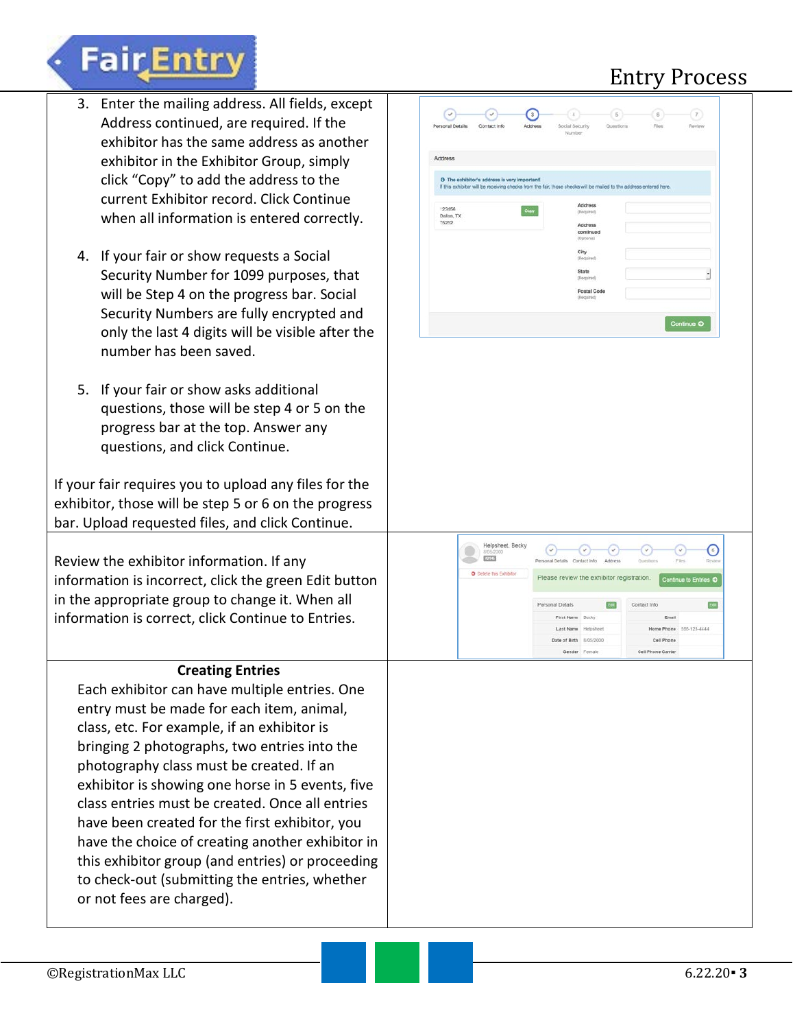3. Enter the mailing address. All fields, except Address continued, are required. If the exhibitor has the same address as another exhibitor in the Exhibitor Group, simply click "Copy" to add the address to the current Exhibitor record. Click Continue when all information is entered correctly.

4. If your fair or show requests a Social Security Number for 1099 purposes, that will be Step 4 on the progress bar. Social Security Numbers are fully encrypted and only the last 4 digits will be visible after the number has been saved.

5. If your fair or show asks additional questions, those will be step 4 or 5 on the progress bar at the top. Answer any questions, and click Continue.

If your fair requires you to upload any files for the exhibitor, those will be step 5 or 6 on the progress bar. Upload requested files, and click Continue.

Review the exhibitor information. If any information is incorrect, click the green Edit button in the appropriate group to change it. When all information is correct, click Continue to Entries.

**Creating Entries**

Each exhibitor can have multiple entries. One entry must be made for each item, animal, class, etc. For example, if an exhibitor is bringing 2 photographs, two entries into the photography class must be created. If an exhibitor is showing one horse in 5 events, five class entries must be created. Once all entries have been created for the first exhibitor, you have the choice of creating another exhibitor in this exhibitor group (and entries) or proceeding to check-out (submitting the entries, whether or not fees are charged).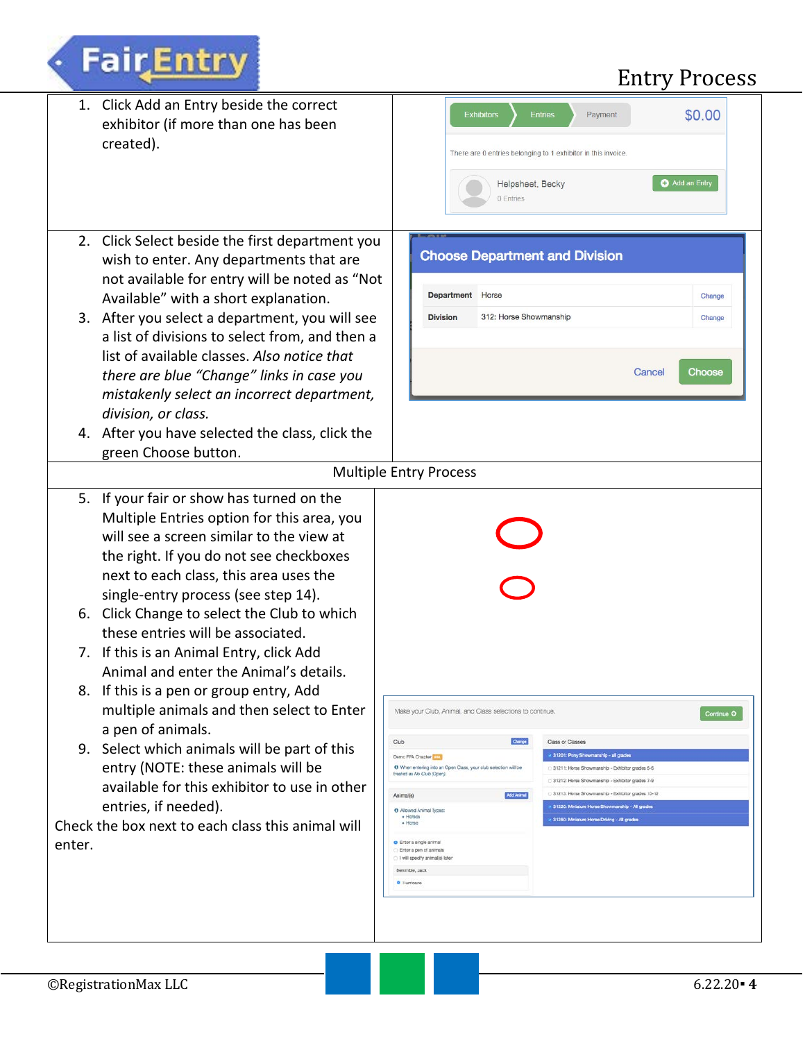# Entry Process

1. Click Add an Entry beside the correct exhibitor (if more than one has been created).

2. Click Select beside the first department you wish to enter. Any departments that are not available for entry will be noted as "Not Available" with a short explanation.
3. After you select a department, you will see a list of divisions to select from, and then a list of available classes. *Also notice that there are blue "Change" links in case you mistakenly select an incorrect department, division, or class.*
4. After you have selected the class, click the green Choose button.

## Multiple Entry Process

5. If your fair or show has turned on the Multiple Entries option for this area, you will see a screen similar to the view at the right. If you do not see checkboxes next to each class, this area uses the single-entry process (see step 14).
6. Click Change to select the Club to which these entries will be associated.
7. If this is an Animal Entry, click Add Animal and enter the Animal's details.
8. If this is a pen or group entry, Add multiple animals and then select to Enter a pen of animals.
9. Select which animals will be part of this entry (NOTE: these animals will be available for this exhibitor to use in other entries, if needed).

Check the box next to each class this animal will enter.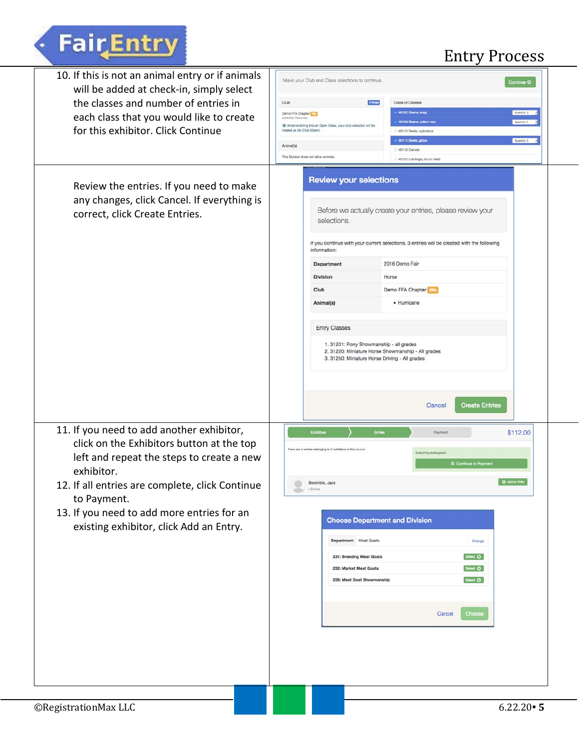10. If this is not an animal entry or if animals will be added at check-in, simply select the classes and number of entries in each class that you would like to create for this exhibitor. Click Continue

Review the entries. If you need to make any changes, click Cancel. If everything is correct, click Create Entries.

11. If you need to add another exhibitor, click on the Exhibitors button at the top left and repeat the steps to create a new exhibitor.
12. If all entries are complete, click Continue to Payment.
13. If you need to add more entries for an existing exhibitor, click Add an Entry.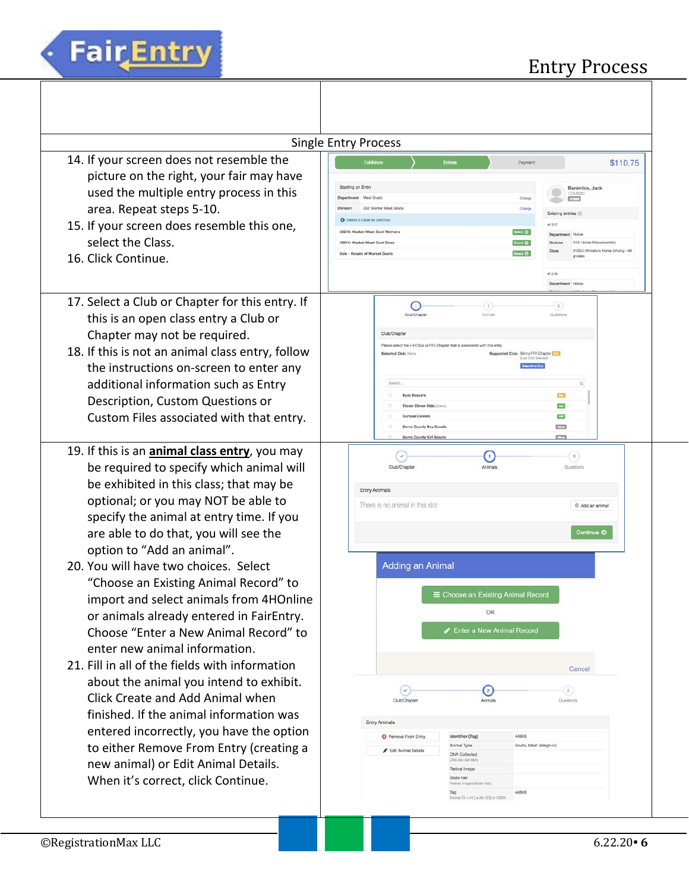## Single Entry Process

14. If your screen does not resemble the picture on the right, your fair may have used the multiple entry process in this area. Repeat steps 5-10.
15. If your screen does resemble this one, select the Class.
16. Click Continue.

17. Select a Club or Chapter for this entry. If this is an open class entry a Club or Chapter may not be required.
18. If this is not an animal class entry, follow the instructions on-screen to enter any additional information such as Entry Description, Custom Questions or Custom Files associated with that entry.

19. If this is an **animal class entry**, you may be required to specify which animal will be exhibited in this class; that may be optional; or you may NOT be able to specify the animal at entry time. If you are able to do that, you will see the option to "Add an animal".
20. You will have two choices. Select "Choose an Existing Animal Record" to import and select animals from 4HOnline or animals already entered in FairEntry. Choose "Enter a New Animal Record" to enter new animal information.
21. Fill in all of the fields with information about the animal you intend to exhibit. Click Create and Add Animal when finished. If the animal information was entered incorrectly, you have the option to either Remove From Entry (creating a new animal) or Edit Animal Details. When it's correct, click Continue.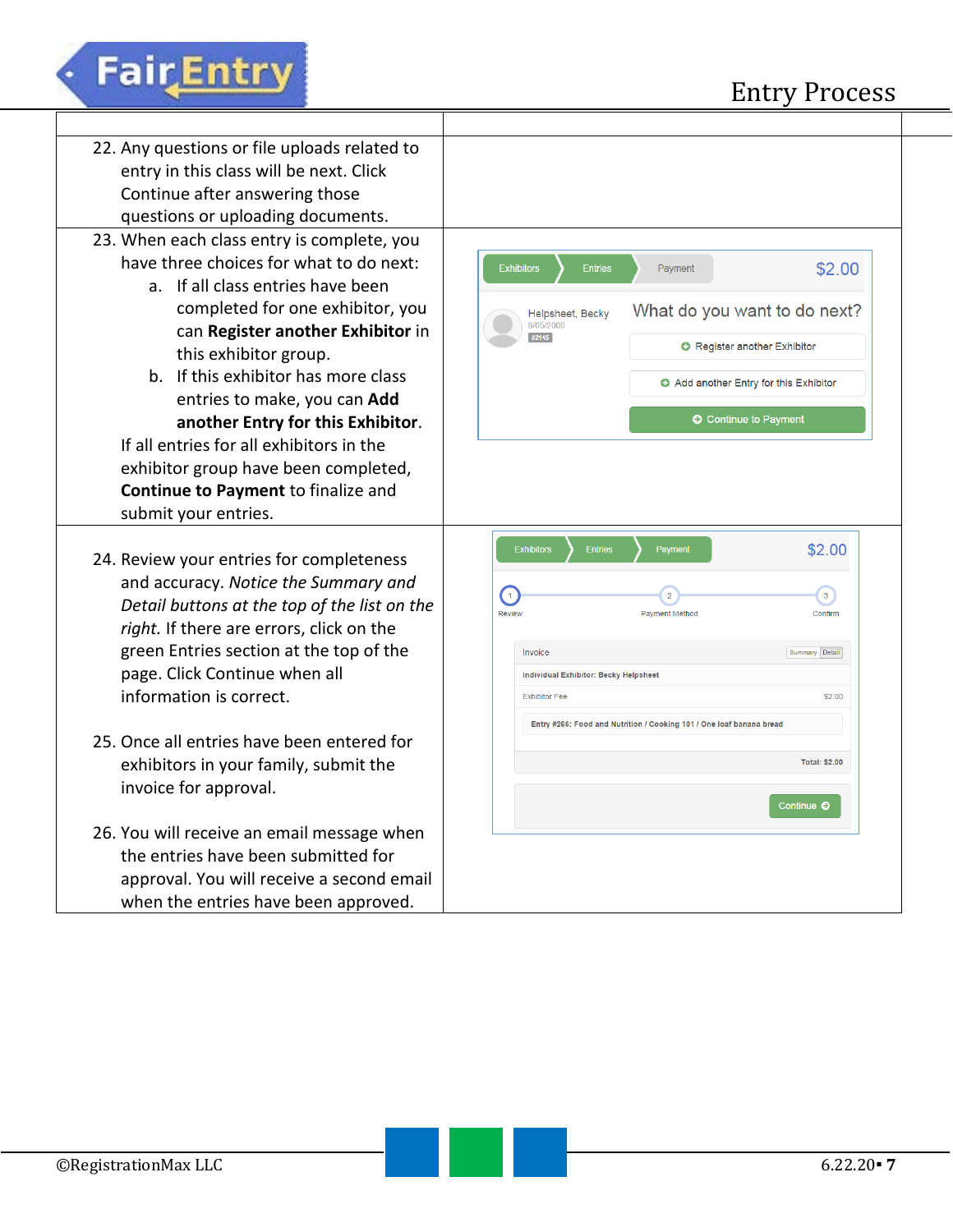| | |
|---|---|
| 22. Any questions or file uploads related to entry in this class will be next. Click Continue after answering those questions or uploading documents. | |
| 23. When each class entry is complete, you have three choices for what to do next:<br>a. If all class entries have been completed for one exhibitor, you can **Register another Exhibitor** in this exhibitor group.<br>b. If this exhibitor has more class entries to make, you can **Add another Entry for this Exhibitor**.<br>If all entries for all exhibitors in the exhibitor group have been completed, **Continue to Payment** to finalize and submit your entries. | Exhibitors / Entries / Payment $2.00<br>Helpsheet, Becky 8/05/2000 #2145<br>What do you want to do next?<br>Register another Exhibitor<br>Add another Entry for this Exhibitor<br>Continue to Payment |
| 24. Review your entries for completeness and accuracy. *Notice the Summary and Detail buttons at the top of the list on the right.* If there are errors, click on the green Entries section at the top of the page. Click Continue when all information is correct.<br><br>25. Once all entries have been entered for exhibitors in your family, submit the invoice for approval.<br><br>26. You will receive an email message when the entries have been submitted for approval. You will receive a second email when the entries have been approved. | Exhibitors / Entries / Payment $2.00<br>1 Review / 2 Payment Method / 3 Confirm<br>Invoice Summary Detail<br>Individual Exhibitor: Becky Helpsheet<br>Exhibitor Fee $2.00<br>Entry #266: Food and Nutrition / Cooking 101 / One loaf banana bread<br>Total: $2.00<br>Continue |